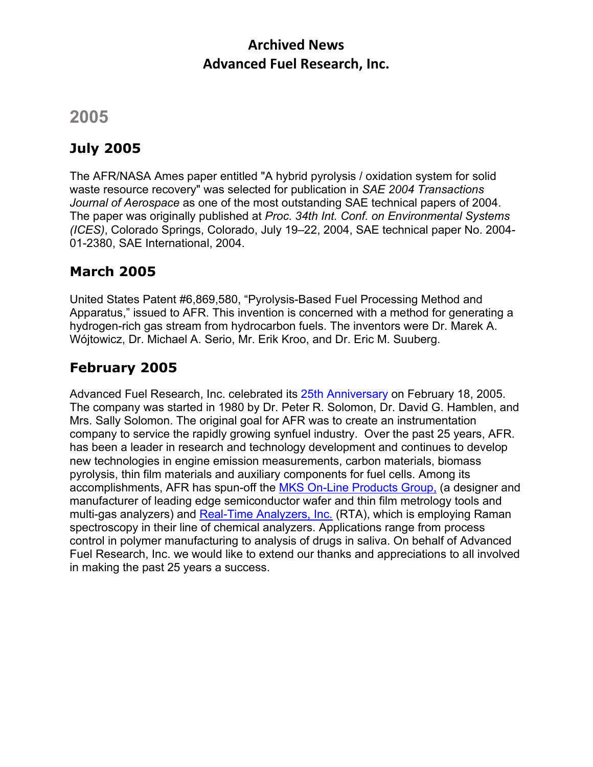# Archived News
# Advanced Fuel Research, Inc.

## 2005

### July 2005

The AFR/NASA Ames paper entitled "A hybrid pyrolysis / oxidation system for solid waste resource recovery" was selected for publication in *SAE 2004 Transactions Journal of Aerospace* as one of the most outstanding SAE technical papers of 2004. The paper was originally published at *Proc. 34th Int. Conf. on Environmental Systems (ICES)*, Colorado Springs, Colorado, July 19–22, 2004, SAE technical paper No. 2004-01-2380, SAE International, 2004.

### March 2005

United States Patent #6,869,580, "Pyrolysis-Based Fuel Processing Method and Apparatus," issued to AFR. This invention is concerned with a method for generating a hydrogen-rich gas stream from hydrocarbon fuels. The inventors were Dr. Marek A. Wójtowicz, Dr. Michael A. Serio, Mr. Erik Kroo, and Dr. Eric M. Suuberg.

### February 2005

Advanced Fuel Research, Inc. celebrated its 25th Anniversary on February 18, 2005. The company was started in 1980 by Dr. Peter R. Solomon, Dr. David G. Hamblen, and Mrs. Sally Solomon. The original goal for AFR was to create an instrumentation company to service the rapidly growing synfuel industry. Over the past 25 years, AFR. has been a leader in research and technology development and continues to develop new technologies in engine emission measurements, carbon materials, biomass pyrolysis, thin film materials and auxiliary components for fuel cells. Among its accomplishments, AFR has spun-off the MKS On-Line Products Group, (a designer and manufacturer of leading edge semiconductor wafer and thin film metrology tools and multi-gas analyzers) and Real-Time Analyzers, Inc. (RTA), which is employing Raman spectroscopy in their line of chemical analyzers. Applications range from process control in polymer manufacturing to analysis of drugs in saliva. On behalf of Advanced Fuel Research, Inc. we would like to extend our thanks and appreciations to all involved in making the past 25 years a success.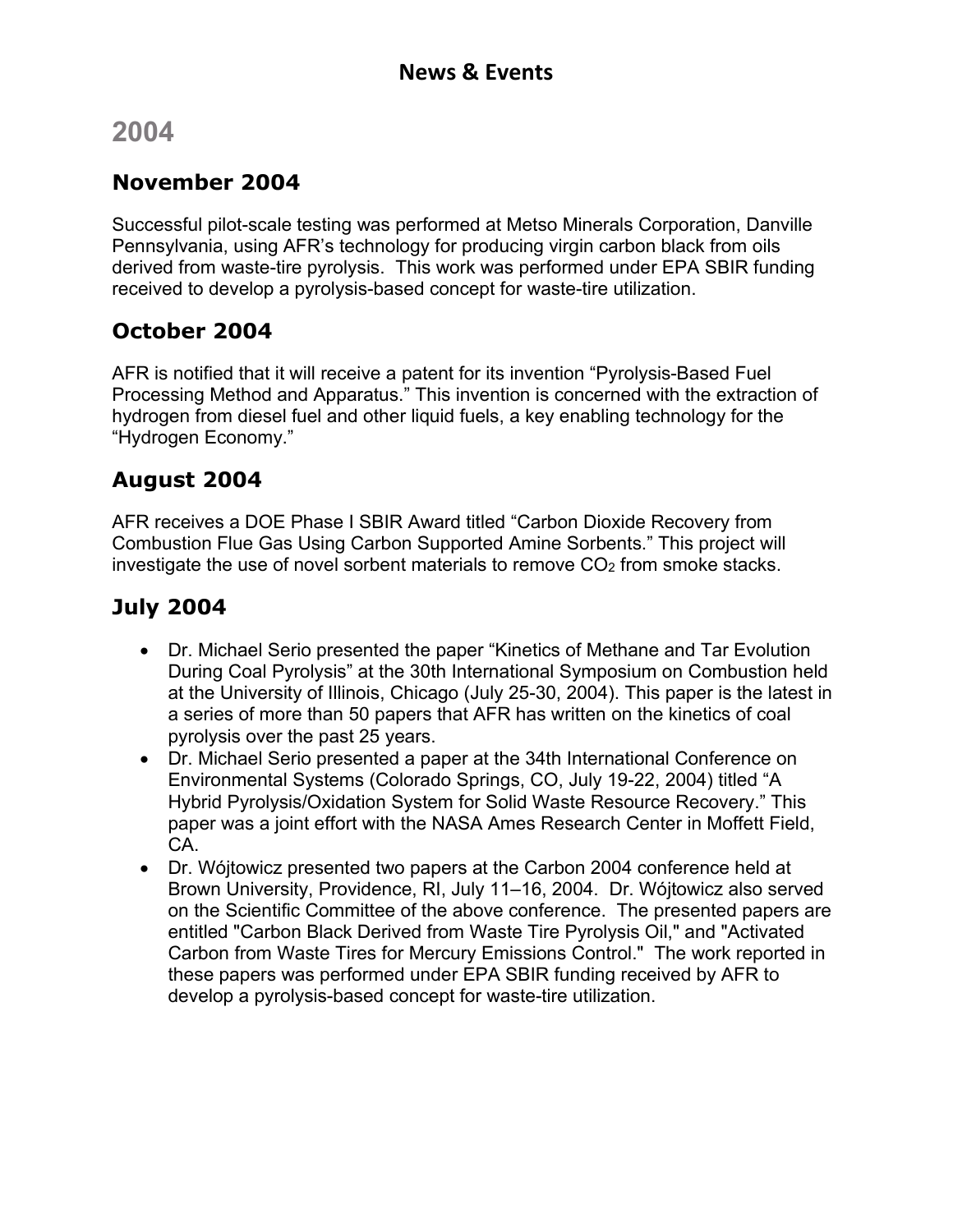## News & Events

# 2004

### November 2004

Successful pilot-scale testing was performed at Metso Minerals Corporation, Danville Pennsylvania, using AFR's technology for producing virgin carbon black from oils derived from waste-tire pyrolysis. This work was performed under EPA SBIR funding received to develop a pyrolysis-based concept for waste-tire utilization.

### October 2004

AFR is notified that it will receive a patent for its invention "Pyrolysis-Based Fuel Processing Method and Apparatus." This invention is concerned with the extraction of hydrogen from diesel fuel and other liquid fuels, a key enabling technology for the "Hydrogen Economy."

### August 2004

AFR receives a DOE Phase I SBIR Award titled "Carbon Dioxide Recovery from Combustion Flue Gas Using Carbon Supported Amine Sorbents." This project will investigate the use of novel sorbent materials to remove $CO_2$ from smoke stacks.

### July 2004

- Dr. Michael Serio presented the paper "Kinetics of Methane and Tar Evolution During Coal Pyrolysis" at the 30th International Symposium on Combustion held at the University of Illinois, Chicago (July 25-30, 2004). This paper is the latest in a series of more than 50 papers that AFR has written on the kinetics of coal pyrolysis over the past 25 years.
- Dr. Michael Serio presented a paper at the 34th International Conference on Environmental Systems (Colorado Springs, CO, July 19-22, 2004) titled "A Hybrid Pyrolysis/Oxidation System for Solid Waste Resource Recovery." This paper was a joint effort with the NASA Ames Research Center in Moffett Field, CA.
- Dr. Wójtowicz presented two papers at the Carbon 2004 conference held at Brown University, Providence, RI, July 11–16, 2004. Dr. Wójtowicz also served on the Scientific Committee of the above conference. The presented papers are entitled "Carbon Black Derived from Waste Tire Pyrolysis Oil," and "Activated Carbon from Waste Tires for Mercury Emissions Control." The work reported in these papers was performed under EPA SBIR funding received by AFR to develop a pyrolysis-based concept for waste-tire utilization.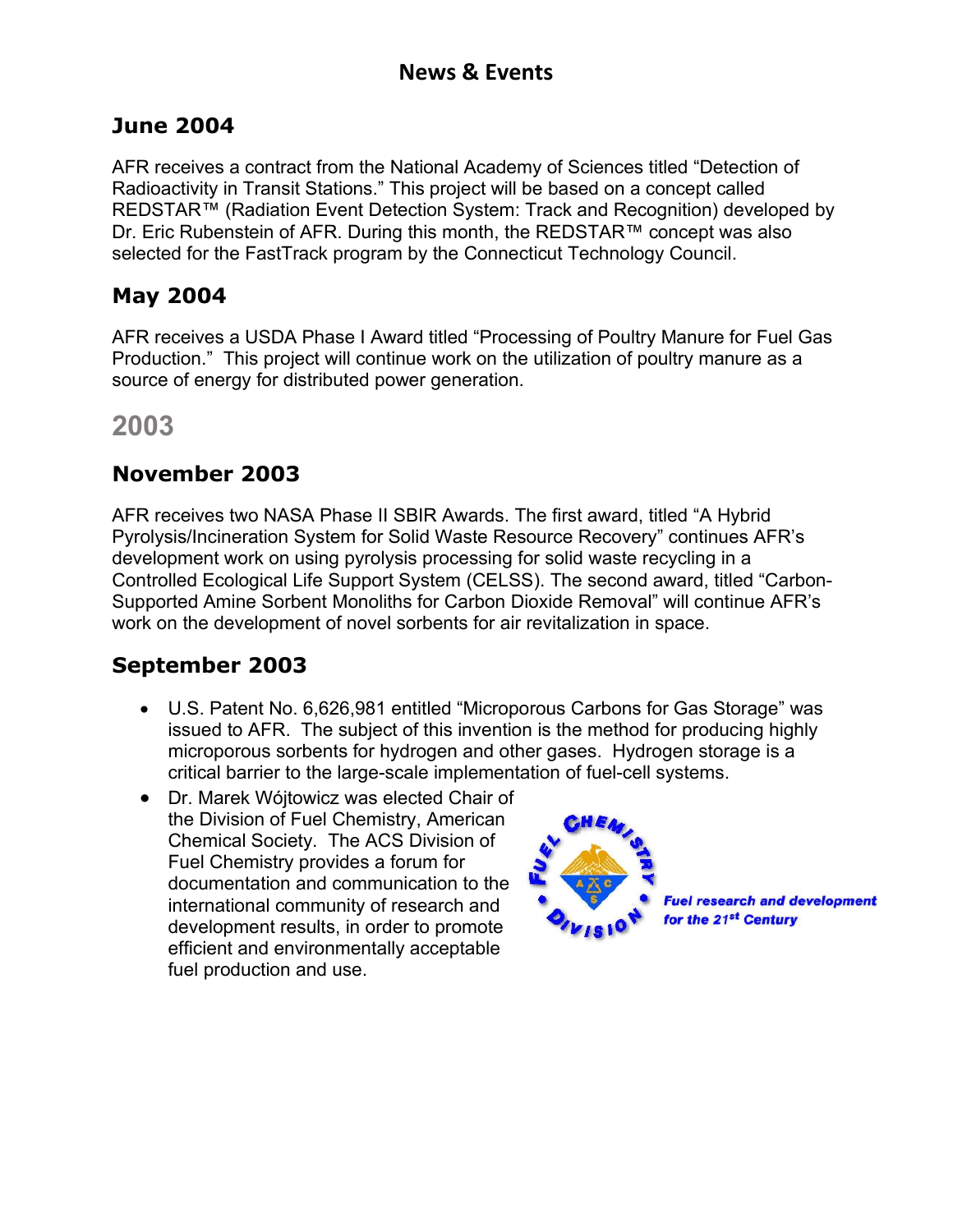## News & Events

### June 2004

AFR receives a contract from the National Academy of Sciences titled "Detection of Radioactivity in Transit Stations." This project will be based on a concept called REDSTAR™ (Radiation Event Detection System: Track and Recognition) developed by Dr. Eric Rubenstein of AFR. During this month, the REDSTAR™ concept was also selected for the FastTrack program by the Connecticut Technology Council.

### May 2004

AFR receives a USDA Phase I Award titled "Processing of Poultry Manure for Fuel Gas Production." This project will continue work on the utilization of poultry manure as a source of energy for distributed power generation.

## 2003

### November 2003

AFR receives two NASA Phase II SBIR Awards. The first award, titled "A Hybrid Pyrolysis/Incineration System for Solid Waste Resource Recovery" continues AFR's development work on using pyrolysis processing for solid waste recycling in a Controlled Ecological Life Support System (CELSS). The second award, titled "Carbon-Supported Amine Sorbent Monoliths for Carbon Dioxide Removal" will continue AFR's work on the development of novel sorbents for air revitalization in space.

### September 2003

- U.S. Patent No. 6,626,981 entitled "Microporous Carbons for Gas Storage" was issued to AFR. The subject of this invention is the method for producing highly microporous sorbents for hydrogen and other gases. Hydrogen storage is a critical barrier to the large-scale implementation of fuel-cell systems.
- Dr. Marek Wójtowicz was elected Chair of the Division of Fuel Chemistry, American Chemical Society. The ACS Division of Fuel Chemistry provides a forum for documentation and communication to the international community of research and development results, in order to promote efficient and environmentally acceptable fuel production and use.

*Fuel research and development for the 21st Century*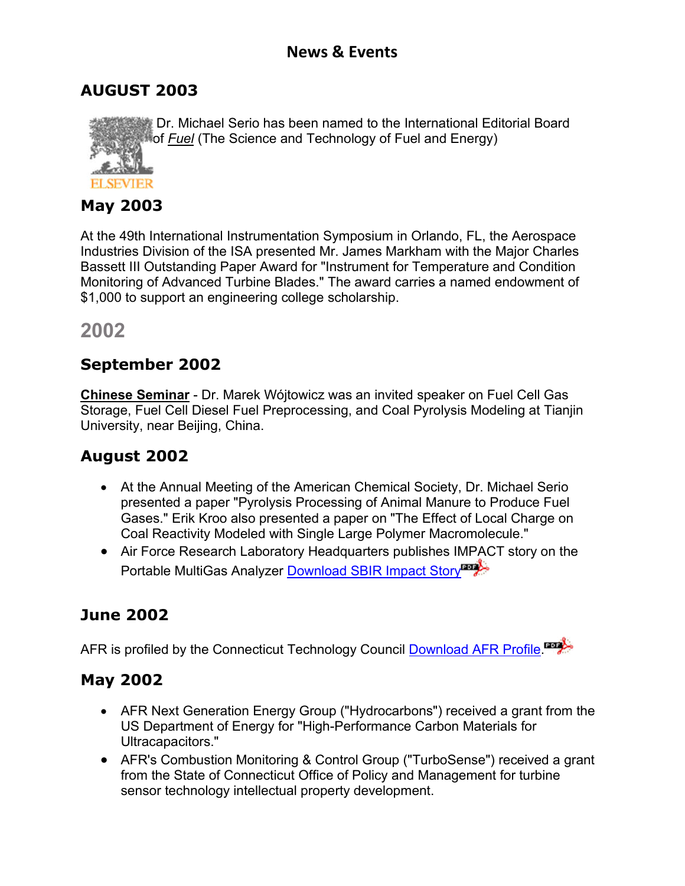# News & Events

## AUGUST 2003

Dr. Michael Serio has been named to the International Editorial Board of *Fuel* (The Science and Technology of Fuel and Energy)

ELSEVIER

## May 2003

At the 49th International Instrumentation Symposium in Orlando, FL, the Aerospace Industries Division of the ISA presented Mr. James Markham with the Major Charles Bassett III Outstanding Paper Award for "Instrument for Temperature and Condition Monitoring of Advanced Turbine Blades." The award carries a named endowment of $1,000 to support an engineering college scholarship.

# 2002

## September 2002

**Chinese Seminar** - Dr. Marek Wójtowicz was an invited speaker on Fuel Cell Gas Storage, Fuel Cell Diesel Fuel Preprocessing, and Coal Pyrolysis Modeling at Tianjin University, near Beijing, China.

## August 2002

- At the Annual Meeting of the American Chemical Society, Dr. Michael Serio presented a paper "Pyrolysis Processing of Animal Manure to Produce Fuel Gases." Erik Kroo also presented a paper on "The Effect of Local Charge on Coal Reactivity Modeled with Single Large Polymer Macromolecule."
- Air Force Research Laboratory Headquarters publishes IMPACT story on the Portable MultiGas Analyzer Download SBIR Impact Story

## June 2002

AFR is profiled by the Connecticut Technology Council Download AFR Profile.

## May 2002

- AFR Next Generation Energy Group ("Hydrocarbons") received a grant from the US Department of Energy for "High-Performance Carbon Materials for Ultracapacitors."
- AFR's Combustion Monitoring & Control Group ("TurboSense") received a grant from the State of Connecticut Office of Policy and Management for turbine sensor technology intellectual property development.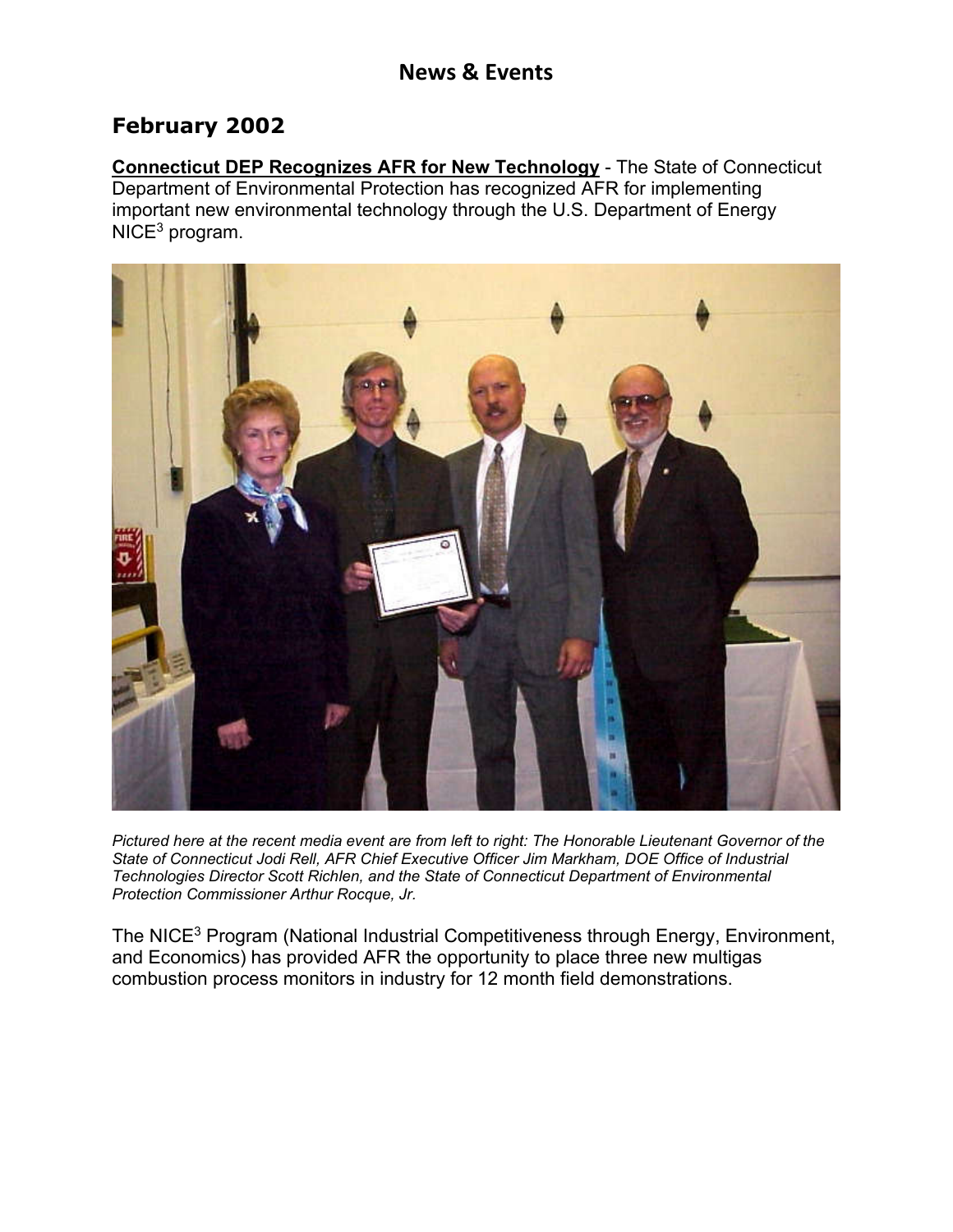## News & Events

## February 2002

**Connecticut DEP Recognizes AFR for New Technology** - The State of Connecticut Department of Environmental Protection has recognized AFR for implementing important new environmental technology through the U.S. Department of Energy NICE$^3$ program.

*Pictured here at the recent media event are from left to right: The Honorable Lieutenant Governor of the State of Connecticut Jodi Rell, AFR Chief Executive Officer Jim Markham, DOE Office of Industrial Technologies Director Scott Richlen, and the State of Connecticut Department of Environmental Protection Commissioner Arthur Rocque, Jr.*

The NICE$^3$ Program (National Industrial Competitiveness through Energy, Environment, and Economics) has provided AFR the opportunity to place three new multigas combustion process monitors in industry for 12 month field demonstrations.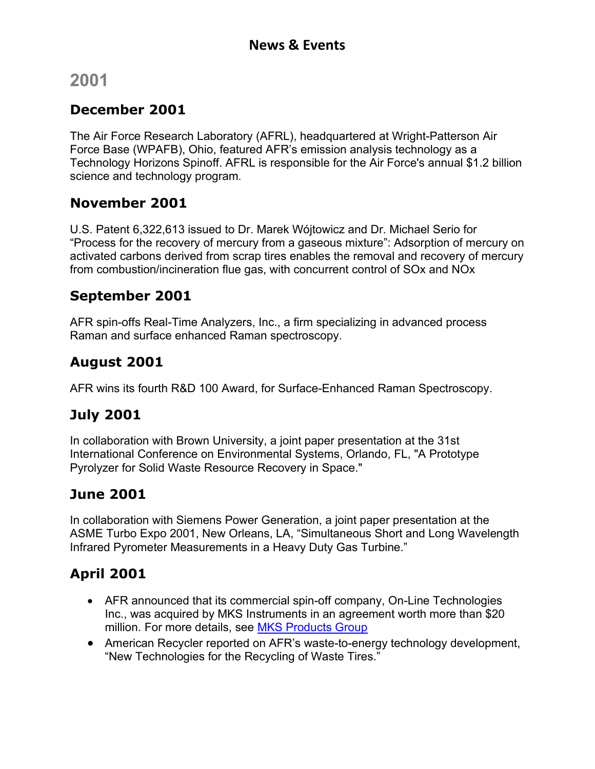## News & Events

# 2001

### December 2001

The Air Force Research Laboratory (AFRL), headquartered at Wright-Patterson Air Force Base (WPAFB), Ohio, featured AFR's emission analysis technology as a Technology Horizons Spinoff. AFRL is responsible for the Air Force's annual $1.2 billion science and technology program.

### November 2001

U.S. Patent 6,322,613 issued to Dr. Marek Wójtowicz and Dr. Michael Serio for "Process for the recovery of mercury from a gaseous mixture": Adsorption of mercury on activated carbons derived from scrap tires enables the removal and recovery of mercury from combustion/incineration flue gas, with concurrent control of SOx and NOx

### September 2001

AFR spin-offs Real-Time Analyzers, Inc., a firm specializing in advanced process Raman and surface enhanced Raman spectroscopy.

### August 2001

AFR wins its fourth R&D 100 Award, for Surface-Enhanced Raman Spectroscopy.

### July 2001

In collaboration with Brown University, a joint paper presentation at the 31st International Conference on Environmental Systems, Orlando, FL, "A Prototype Pyrolyzer for Solid Waste Resource Recovery in Space."

### June 2001

In collaboration with Siemens Power Generation, a joint paper presentation at the ASME Turbo Expo 2001, New Orleans, LA, "Simultaneous Short and Long Wavelength Infrared Pyrometer Measurements in a Heavy Duty Gas Turbine."

### April 2001

- AFR announced that its commercial spin-off company, On-Line Technologies Inc., was acquired by MKS Instruments in an agreement worth more than $20 million. For more details, see [MKS Products Group]()
- American Recycler reported on AFR's waste-to-energy technology development, "New Technologies for the Recycling of Waste Tires."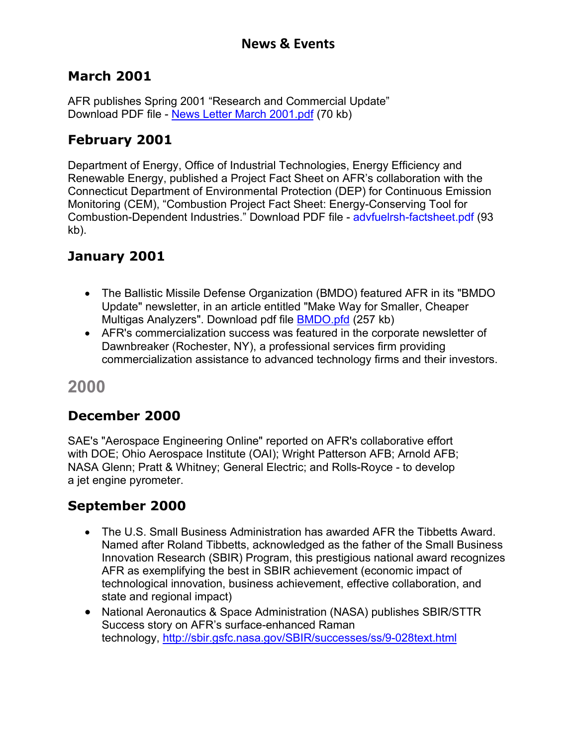# News & Events

## March 2001

AFR publishes Spring 2001 "Research and Commercial Update"
Download PDF file - News Letter March 2001.pdf (70 kb)

## February 2001

Department of Energy, Office of Industrial Technologies, Energy Efficiency and Renewable Energy, published a Project Fact Sheet on AFR's collaboration with the Connecticut Department of Environmental Protection (DEP) for Continuous Emission Monitoring (CEM), "Combustion Project Fact Sheet: Energy-Conserving Tool for Combustion-Dependent Industries." Download PDF file - advfuelrsh-factsheet.pdf (93 kb).

## January 2001

- The Ballistic Missile Defense Organization (BMDO) featured AFR in its "BMDO Update" newsletter, in an article entitled "Make Way for Smaller, Cheaper Multigas Analyzers". Download pdf file BMDO.pfd (257 kb)
- AFR's commercialization success was featured in the corporate newsletter of Dawnbreaker (Rochester, NY), a professional services firm providing commercialization assistance to advanced technology firms and their investors.

# 2000

## December 2000

SAE's "Aerospace Engineering Online" reported on AFR's collaborative effort with DOE; Ohio Aerospace Institute (OAI); Wright Patterson AFB; Arnold AFB; NASA Glenn; Pratt & Whitney; General Electric; and Rolls-Royce - to develop a jet engine pyrometer.

## September 2000

- The U.S. Small Business Administration has awarded AFR the Tibbetts Award. Named after Roland Tibbetts, acknowledged as the father of the Small Business Innovation Research (SBIR) Program, this prestigious national award recognizes AFR as exemplifying the best in SBIR achievement (economic impact of technological innovation, business achievement, effective collaboration, and state and regional impact)
- National Aeronautics & Space Administration (NASA) publishes SBIR/STTR Success story on AFR's surface-enhanced Raman technology, http://sbir.gsfc.nasa.gov/SBIR/successes/ss/9-028text.html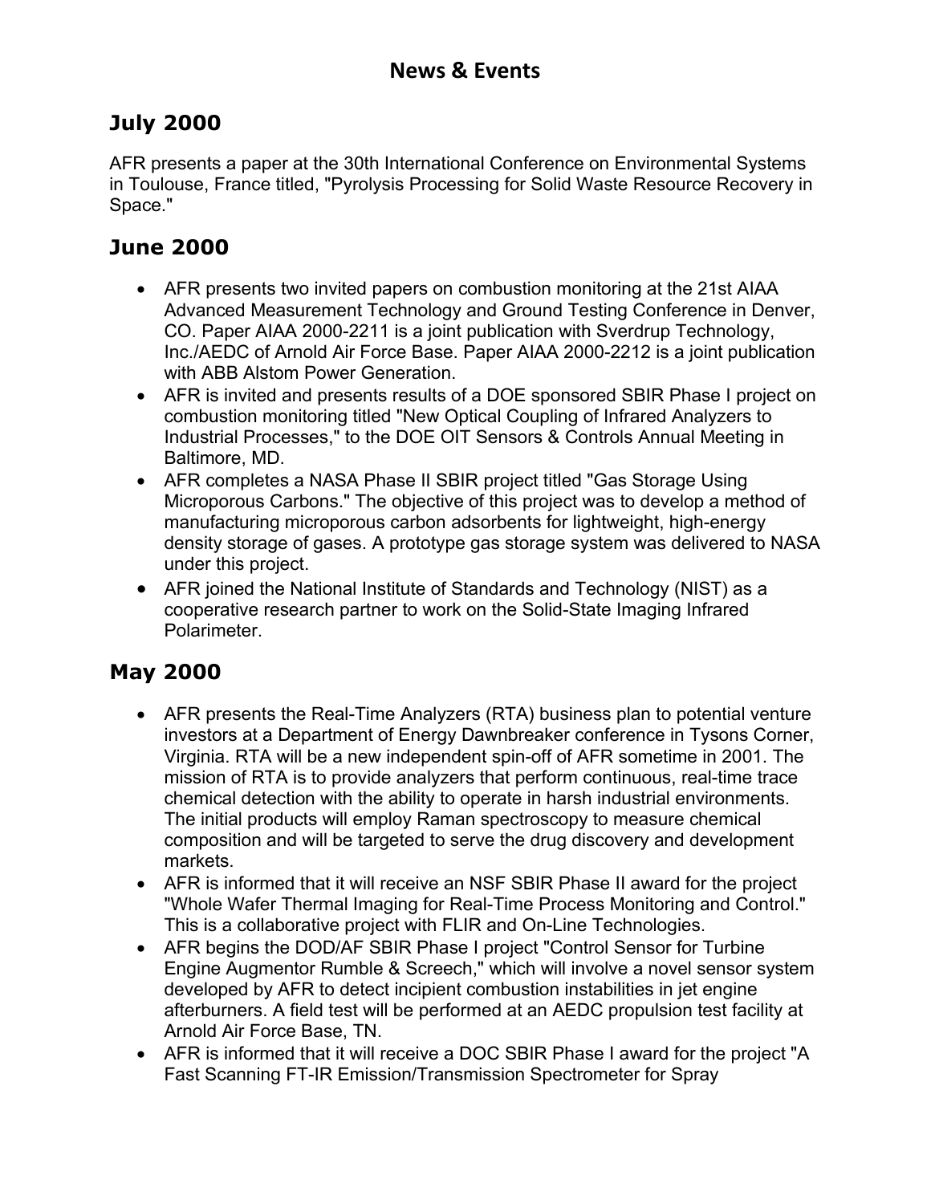# News & Events

## July 2000

AFR presents a paper at the 30th International Conference on Environmental Systems in Toulouse, France titled, "Pyrolysis Processing for Solid Waste Resource Recovery in Space."

## June 2000

- AFR presents two invited papers on combustion monitoring at the 21st AIAA Advanced Measurement Technology and Ground Testing Conference in Denver, CO. Paper AIAA 2000-2211 is a joint publication with Sverdrup Technology, Inc./AEDC of Arnold Air Force Base. Paper AIAA 2000-2212 is a joint publication with ABB Alstom Power Generation.
- AFR is invited and presents results of a DOE sponsored SBIR Phase I project on combustion monitoring titled "New Optical Coupling of Infrared Analyzers to Industrial Processes," to the DOE OIT Sensors & Controls Annual Meeting in Baltimore, MD.
- AFR completes a NASA Phase II SBIR project titled "Gas Storage Using Microporous Carbons." The objective of this project was to develop a method of manufacturing microporous carbon adsorbents for lightweight, high-energy density storage of gases. A prototype gas storage system was delivered to NASA under this project.
- AFR joined the National Institute of Standards and Technology (NIST) as a cooperative research partner to work on the Solid-State Imaging Infrared Polarimeter.

## May 2000

- AFR presents the Real-Time Analyzers (RTA) business plan to potential venture investors at a Department of Energy Dawnbreaker conference in Tysons Corner, Virginia. RTA will be a new independent spin-off of AFR sometime in 2001. The mission of RTA is to provide analyzers that perform continuous, real-time trace chemical detection with the ability to operate in harsh industrial environments. The initial products will employ Raman spectroscopy to measure chemical composition and will be targeted to serve the drug discovery and development markets.
- AFR is informed that it will receive an NSF SBIR Phase II award for the project "Whole Wafer Thermal Imaging for Real-Time Process Monitoring and Control." This is a collaborative project with FLIR and On-Line Technologies.
- AFR begins the DOD/AF SBIR Phase I project "Control Sensor for Turbine Engine Augmentor Rumble & Screech," which will involve a novel sensor system developed by AFR to detect incipient combustion instabilities in jet engine afterburners. A field test will be performed at an AEDC propulsion test facility at Arnold Air Force Base, TN.
- AFR is informed that it will receive a DOC SBIR Phase I award for the project "A Fast Scanning FT-IR Emission/Transmission Spectrometer for Spray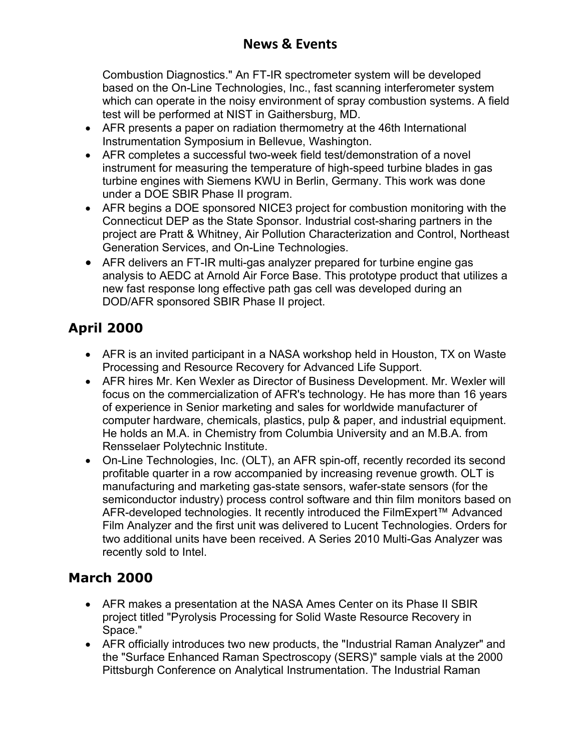Combustion Diagnostics." An FT-IR spectrometer system will be developed based on the On-Line Technologies, Inc., fast scanning interferometer system which can operate in the noisy environment of spray combustion systems. A field test will be performed at NIST in Gaithersburg, MD.

- AFR presents a paper on radiation thermometry at the 46th International Instrumentation Symposium in Bellevue, Washington.
- AFR completes a successful two-week field test/demonstration of a novel instrument for measuring the temperature of high-speed turbine blades in gas turbine engines with Siemens KWU in Berlin, Germany. This work was done under a DOE SBIR Phase II program.
- AFR begins a DOE sponsored NICE3 project for combustion monitoring with the Connecticut DEP as the State Sponsor. Industrial cost-sharing partners in the project are Pratt & Whitney, Air Pollution Characterization and Control, Northeast Generation Services, and On-Line Technologies.
- AFR delivers an FT-IR multi-gas analyzer prepared for turbine engine gas analysis to AEDC at Arnold Air Force Base. This prototype product that utilizes a new fast response long effective path gas cell was developed during an DOD/AFR sponsored SBIR Phase II project.

## April 2000

- AFR is an invited participant in a NASA workshop held in Houston, TX on Waste Processing and Resource Recovery for Advanced Life Support.
- AFR hires Mr. Ken Wexler as Director of Business Development. Mr. Wexler will focus on the commercialization of AFR's technology. He has more than 16 years of experience in Senior marketing and sales for worldwide manufacturer of computer hardware, chemicals, plastics, pulp & paper, and industrial equipment. He holds an M.A. in Chemistry from Columbia University and an M.B.A. from Rensselaer Polytechnic Institute.
- On-Line Technologies, Inc. (OLT), an AFR spin-off, recently recorded its second profitable quarter in a row accompanied by increasing revenue growth. OLT is manufacturing and marketing gas-state sensors, wafer-state sensors (for the semiconductor industry) process control software and thin film monitors based on AFR-developed technologies. It recently introduced the FilmExpert™ Advanced Film Analyzer and the first unit was delivered to Lucent Technologies. Orders for two additional units have been received. A Series 2010 Multi-Gas Analyzer was recently sold to Intel.

## March 2000

- AFR makes a presentation at the NASA Ames Center on its Phase II SBIR project titled "Pyrolysis Processing for Solid Waste Resource Recovery in Space."
- AFR officially introduces two new products, the "Industrial Raman Analyzer" and the "Surface Enhanced Raman Spectroscopy (SERS)" sample vials at the 2000 Pittsburgh Conference on Analytical Instrumentation. The Industrial Raman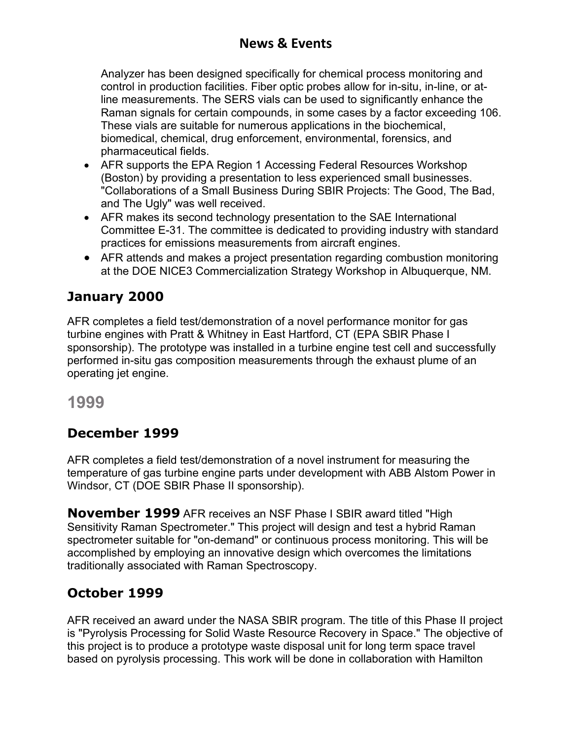Analyzer has been designed specifically for chemical process monitoring and control in production facilities. Fiber optic probes allow for in-situ, in-line, or at-line measurements. The SERS vials can be used to significantly enhance the Raman signals for certain compounds, in some cases by a factor exceeding 106. These vials are suitable for numerous applications in the biochemical, biomedical, chemical, drug enforcement, environmental, forensics, and pharmaceutical fields.

- AFR supports the EPA Region 1 Accessing Federal Resources Workshop (Boston) by providing a presentation to less experienced small businesses. "Collaborations of a Small Business During SBIR Projects: The Good, The Bad, and The Ugly" was well received.
- AFR makes its second technology presentation to the SAE International Committee E-31. The committee is dedicated to providing industry with standard practices for emissions measurements from aircraft engines.
- AFR attends and makes a project presentation regarding combustion monitoring at the DOE NICE3 Commercialization Strategy Workshop in Albuquerque, NM.

### January 2000

AFR completes a field test/demonstration of a novel performance monitor for gas turbine engines with Pratt & Whitney in East Hartford, CT (EPA SBIR Phase I sponsorship). The prototype was installed in a turbine engine test cell and successfully performed in-situ gas composition measurements through the exhaust plume of an operating jet engine.

## 1999

### December 1999

AFR completes a field test/demonstration of a novel instrument for measuring the temperature of gas turbine engine parts under development with ABB Alstom Power in Windsor, CT (DOE SBIR Phase II sponsorship).

**November 1999** AFR receives an NSF Phase I SBIR award titled "High Sensitivity Raman Spectrometer." This project will design and test a hybrid Raman spectrometer suitable for "on-demand" or continuous process monitoring. This will be accomplished by employing an innovative design which overcomes the limitations traditionally associated with Raman Spectroscopy.

### October 1999

AFR received an award under the NASA SBIR program. The title of this Phase II project is "Pyrolysis Processing for Solid Waste Resource Recovery in Space." The objective of this project is to produce a prototype waste disposal unit for long term space travel based on pyrolysis processing. This work will be done in collaboration with Hamilton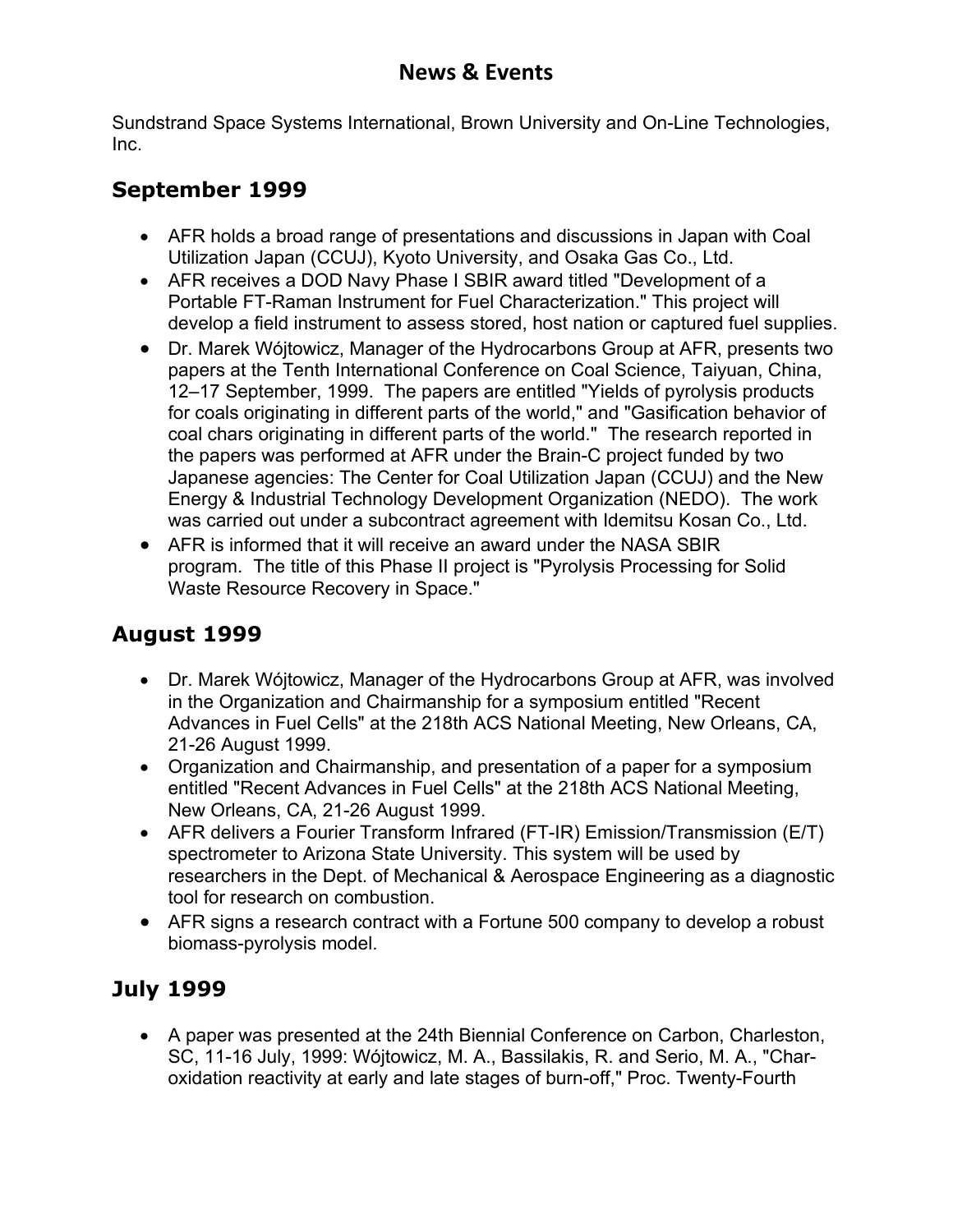## News & Events

Sundstrand Space Systems International, Brown University and On-Line Technologies, Inc.

## September 1999

- AFR holds a broad range of presentations and discussions in Japan with Coal Utilization Japan (CCUJ), Kyoto University, and Osaka Gas Co., Ltd.
- AFR receives a DOD Navy Phase I SBIR award titled "Development of a Portable FT-Raman Instrument for Fuel Characterization." This project will develop a field instrument to assess stored, host nation or captured fuel supplies.
- Dr. Marek Wójtowicz, Manager of the Hydrocarbons Group at AFR, presents two papers at the Tenth International Conference on Coal Science, Taiyuan, China, 12–17 September, 1999. The papers are entitled "Yields of pyrolysis products for coals originating in different parts of the world," and "Gasification behavior of coal chars originating in different parts of the world." The research reported in the papers was performed at AFR under the Brain-C project funded by two Japanese agencies: The Center for Coal Utilization Japan (CCUJ) and the New Energy & Industrial Technology Development Organization (NEDO). The work was carried out under a subcontract agreement with Idemitsu Kosan Co., Ltd.
- AFR is informed that it will receive an award under the NASA SBIR program. The title of this Phase II project is "Pyrolysis Processing for Solid Waste Resource Recovery in Space."

## August 1999

- Dr. Marek Wójtowicz, Manager of the Hydrocarbons Group at AFR, was involved in the Organization and Chairmanship for a symposium entitled "Recent Advances in Fuel Cells" at the 218th ACS National Meeting, New Orleans, CA, 21-26 August 1999.
- Organization and Chairmanship, and presentation of a paper for a symposium entitled "Recent Advances in Fuel Cells" at the 218th ACS National Meeting, New Orleans, CA, 21-26 August 1999.
- AFR delivers a Fourier Transform Infrared (FT-IR) Emission/Transmission (E/T) spectrometer to Arizona State University. This system will be used by researchers in the Dept. of Mechanical & Aerospace Engineering as a diagnostic tool for research on combustion.
- AFR signs a research contract with a Fortune 500 company to develop a robust biomass-pyrolysis model.

## July 1999

- A paper was presented at the 24th Biennial Conference on Carbon, Charleston, SC, 11-16 July, 1999: Wójtowicz, M. A., Bassilakis, R. and Serio, M. A., "Char-oxidation reactivity at early and late stages of burn-off," Proc. Twenty-Fourth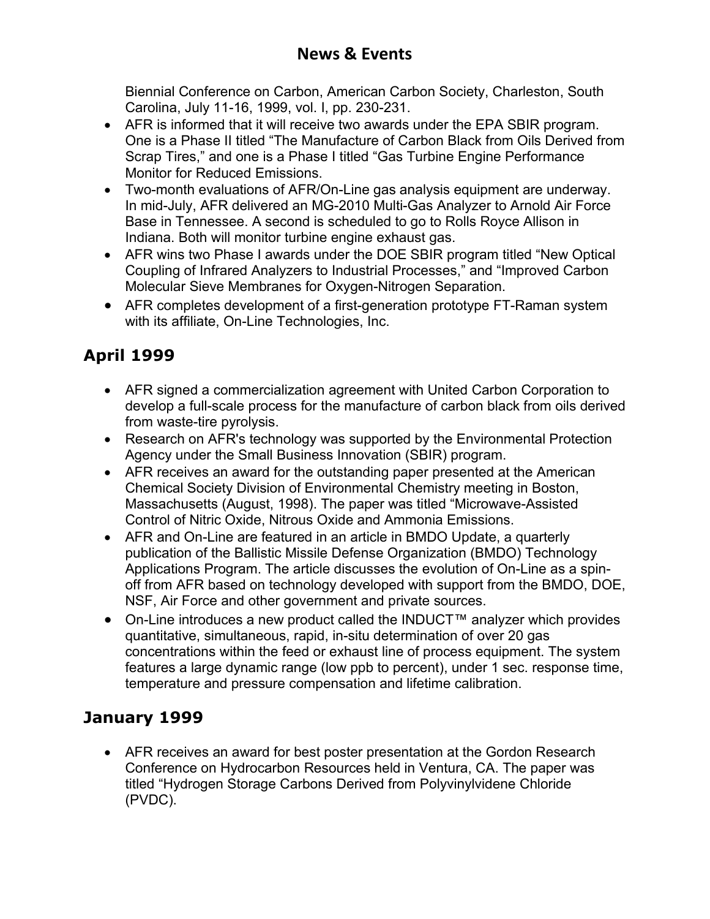Biennial Conference on Carbon, American Carbon Society, Charleston, South Carolina, July 11-16, 1999, vol. I, pp. 230-231.

- AFR is informed that it will receive two awards under the EPA SBIR program. One is a Phase II titled "The Manufacture of Carbon Black from Oils Derived from Scrap Tires," and one is a Phase I titled "Gas Turbine Engine Performance Monitor for Reduced Emissions.
- Two-month evaluations of AFR/On-Line gas analysis equipment are underway. In mid-July, AFR delivered an MG-2010 Multi-Gas Analyzer to Arnold Air Force Base in Tennessee. A second is scheduled to go to Rolls Royce Allison in Indiana. Both will monitor turbine engine exhaust gas.
- AFR wins two Phase I awards under the DOE SBIR program titled "New Optical Coupling of Infrared Analyzers to Industrial Processes," and "Improved Carbon Molecular Sieve Membranes for Oxygen-Nitrogen Separation.
- AFR completes development of a first-generation prototype FT-Raman system with its affiliate, On-Line Technologies, Inc.

## April 1999

- AFR signed a commercialization agreement with United Carbon Corporation to develop a full-scale process for the manufacture of carbon black from oils derived from waste-tire pyrolysis.
- Research on AFR's technology was supported by the Environmental Protection Agency under the Small Business Innovation (SBIR) program.
- AFR receives an award for the outstanding paper presented at the American Chemical Society Division of Environmental Chemistry meeting in Boston, Massachusetts (August, 1998). The paper was titled "Microwave-Assisted Control of Nitric Oxide, Nitrous Oxide and Ammonia Emissions.
- AFR and On-Line are featured in an article in BMDO Update, a quarterly publication of the Ballistic Missile Defense Organization (BMDO) Technology Applications Program. The article discusses the evolution of On-Line as a spin-off from AFR based on technology developed with support from the BMDO, DOE, NSF, Air Force and other government and private sources.
- On-Line introduces a new product called the INDUCT™ analyzer which provides quantitative, simultaneous, rapid, in-situ determination of over 20 gas concentrations within the feed or exhaust line of process equipment. The system features a large dynamic range (low ppb to percent), under 1 sec. response time, temperature and pressure compensation and lifetime calibration.

## January 1999

- AFR receives an award for best poster presentation at the Gordon Research Conference on Hydrocarbon Resources held in Ventura, CA. The paper was titled "Hydrogen Storage Carbons Derived from Polyvinylvidene Chloride (PVDC).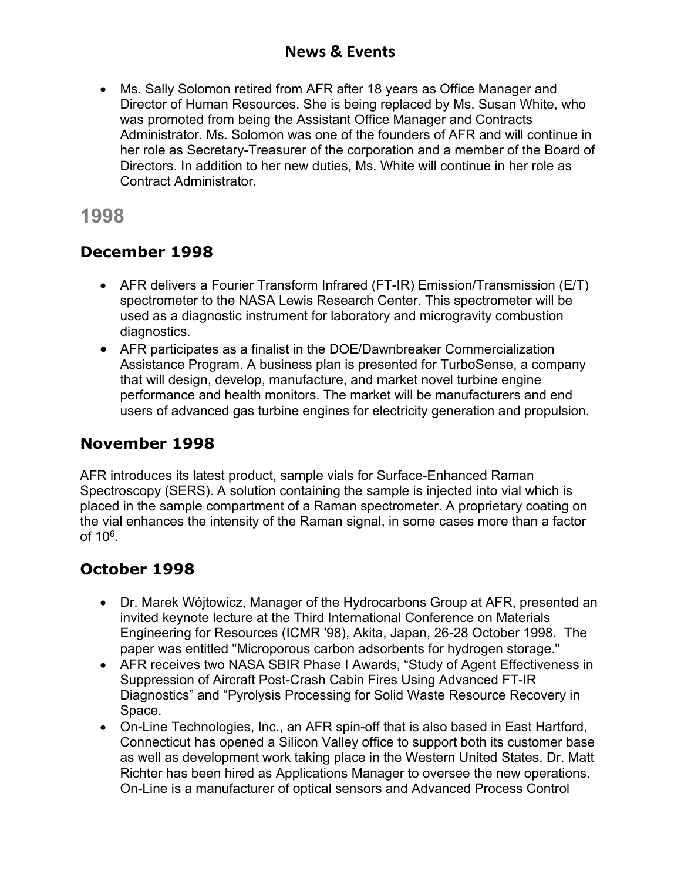## News & Events

- Ms. Sally Solomon retired from AFR after 18 years as Office Manager and Director of Human Resources. She is being replaced by Ms. Susan White, who was promoted from being the Assistant Office Manager and Contracts Administrator. Ms. Solomon was one of the founders of AFR and will continue in her role as Secretary-Treasurer of the corporation and a member of the Board of Directors. In addition to her new duties, Ms. White will continue in her role as Contract Administrator.

# 1998

### December 1998

- AFR delivers a Fourier Transform Infrared (FT-IR) Emission/Transmission (E/T) spectrometer to the NASA Lewis Research Center. This spectrometer will be used as a diagnostic instrument for laboratory and microgravity combustion diagnostics.
- AFR participates as a finalist in the DOE/Dawnbreaker Commercialization Assistance Program. A business plan is presented for TurboSense, a company that will design, develop, manufacture, and market novel turbine engine performance and health monitors. The market will be manufacturers and end users of advanced gas turbine engines for electricity generation and propulsion.

### November 1998

AFR introduces its latest product, sample vials for Surface-Enhanced Raman Spectroscopy (SERS). A solution containing the sample is injected into vial which is placed in the sample compartment of a Raman spectrometer. A proprietary coating on the vial enhances the intensity of the Raman signal, in some cases more than a factor of $10^6$.

### October 1998

- Dr. Marek Wójtowicz, Manager of the Hydrocarbons Group at AFR, presented an invited keynote lecture at the Third International Conference on Materials Engineering for Resources (ICMR '98), Akita, Japan, 26-28 October 1998. The paper was entitled "Microporous carbon adsorbents for hydrogen storage."
- AFR receives two NASA SBIR Phase I Awards, "Study of Agent Effectiveness in Suppression of Aircraft Post-Crash Cabin Fires Using Advanced FT-IR Diagnostics" and "Pyrolysis Processing for Solid Waste Resource Recovery in Space.
- On-Line Technologies, Inc., an AFR spin-off that is also based in East Hartford, Connecticut has opened a Silicon Valley office to support both its customer base as well as development work taking place in the Western United States. Dr. Matt Richter has been hired as Applications Manager to oversee the new operations. On-Line is a manufacturer of optical sensors and Advanced Process Control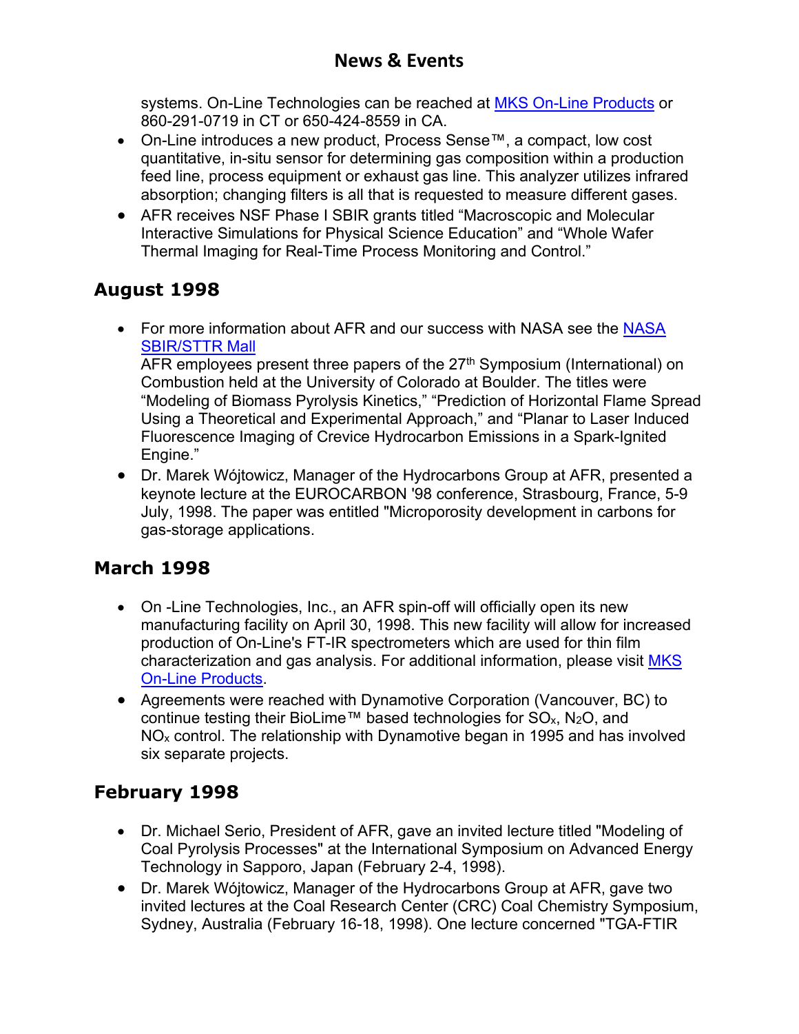systems. On-Line Technologies can be reached at [MKS On-Line Products]() or 860-291-0719 in CT or 650-424-8559 in CA.

- On-Line introduces a new product, Process Sense™, a compact, low cost quantitative, in-situ sensor for determining gas composition within a production feed line, process equipment or exhaust gas line. This analyzer utilizes infrared absorption; changing filters is all that is requested to measure different gases.
- AFR receives NSF Phase I SBIR grants titled "Macroscopic and Molecular Interactive Simulations for Physical Science Education" and "Whole Wafer Thermal Imaging for Real-Time Process Monitoring and Control."

## August 1998

- For more information about AFR and our success with NASA see the [NASA SBIR/STTR Mall]()
  AFR employees present three papers of the 27th Symposium (International) on Combustion held at the University of Colorado at Boulder. The titles were "Modeling of Biomass Pyrolysis Kinetics," "Prediction of Horizontal Flame Spread Using a Theoretical and Experimental Approach," and "Planar to Laser Induced Fluorescence Imaging of Crevice Hydrocarbon Emissions in a Spark-Ignited Engine."
- Dr. Marek Wójtowicz, Manager of the Hydrocarbons Group at AFR, presented a keynote lecture at the EUROCARBON '98 conference, Strasbourg, France, 5-9 July, 1998. The paper was entitled "Microporosity development in carbons for gas-storage applications.

## March 1998

- On -Line Technologies, Inc., an AFR spin-off will officially open its new manufacturing facility on April 30, 1998. This new facility will allow for increased production of On-Line's FT-IR spectrometers which are used for thin film characterization and gas analysis. For additional information, please visit [MKS On-Line Products]().
- Agreements were reached with Dynamotive Corporation (Vancouver, BC) to continue testing their BioLime™ based technologies for $SO_x$, $N_2O$, and $NO_x$ control. The relationship with Dynamotive began in 1995 and has involved six separate projects.

## February 1998

- Dr. Michael Serio, President of AFR, gave an invited lecture titled "Modeling of Coal Pyrolysis Processes" at the International Symposium on Advanced Energy Technology in Sapporo, Japan (February 2-4, 1998).
- Dr. Marek Wójtowicz, Manager of the Hydrocarbons Group at AFR, gave two invited lectures at the Coal Research Center (CRC) Coal Chemistry Symposium, Sydney, Australia (February 16-18, 1998). One lecture concerned "TGA-FTIR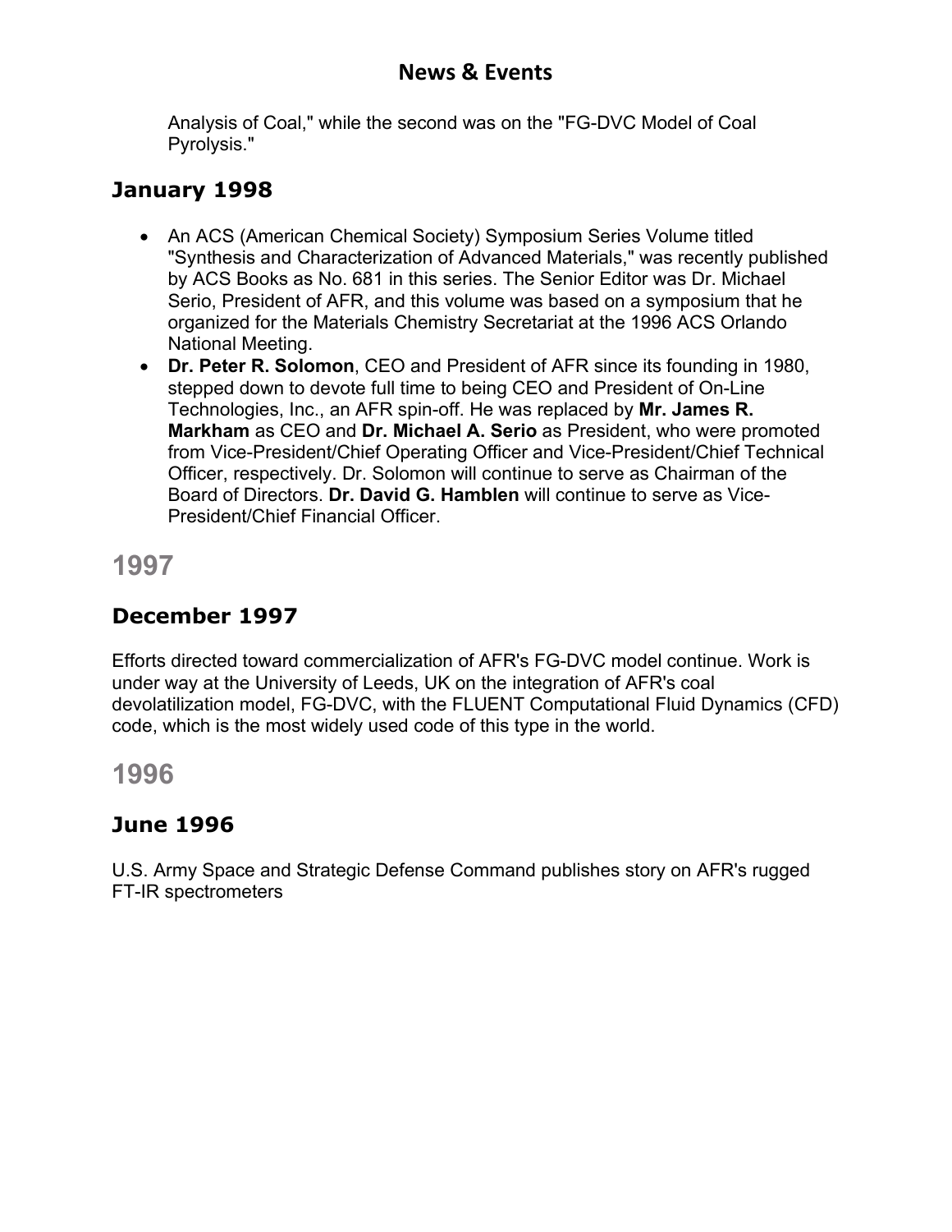Analysis of Coal," while the second was on the "FG-DVC Model of Coal Pyrolysis."

### January 1998

- An ACS (American Chemical Society) Symposium Series Volume titled "Synthesis and Characterization of Advanced Materials," was recently published by ACS Books as No. 681 in this series. The Senior Editor was Dr. Michael Serio, President of AFR, and this volume was based on a symposium that he organized for the Materials Chemistry Secretariat at the 1996 ACS Orlando National Meeting.
- **Dr. Peter R. Solomon**, CEO and President of AFR since its founding in 1980, stepped down to devote full time to being CEO and President of On-Line Technologies, Inc., an AFR spin-off. He was replaced by **Mr. James R. Markham** as CEO and **Dr. Michael A. Serio** as President, who were promoted from Vice-President/Chief Operating Officer and Vice-President/Chief Technical Officer, respectively. Dr. Solomon will continue to serve as Chairman of the Board of Directors. **Dr. David G. Hamblen** will continue to serve as Vice-President/Chief Financial Officer.

## 1997

### December 1997

Efforts directed toward commercialization of AFR's FG-DVC model continue. Work is under way at the University of Leeds, UK on the integration of AFR's coal devolatilization model, FG-DVC, with the FLUENT Computational Fluid Dynamics (CFD) code, which is the most widely used code of this type in the world.

## 1996

### June 1996

U.S. Army Space and Strategic Defense Command publishes story on AFR's rugged FT-IR spectrometers